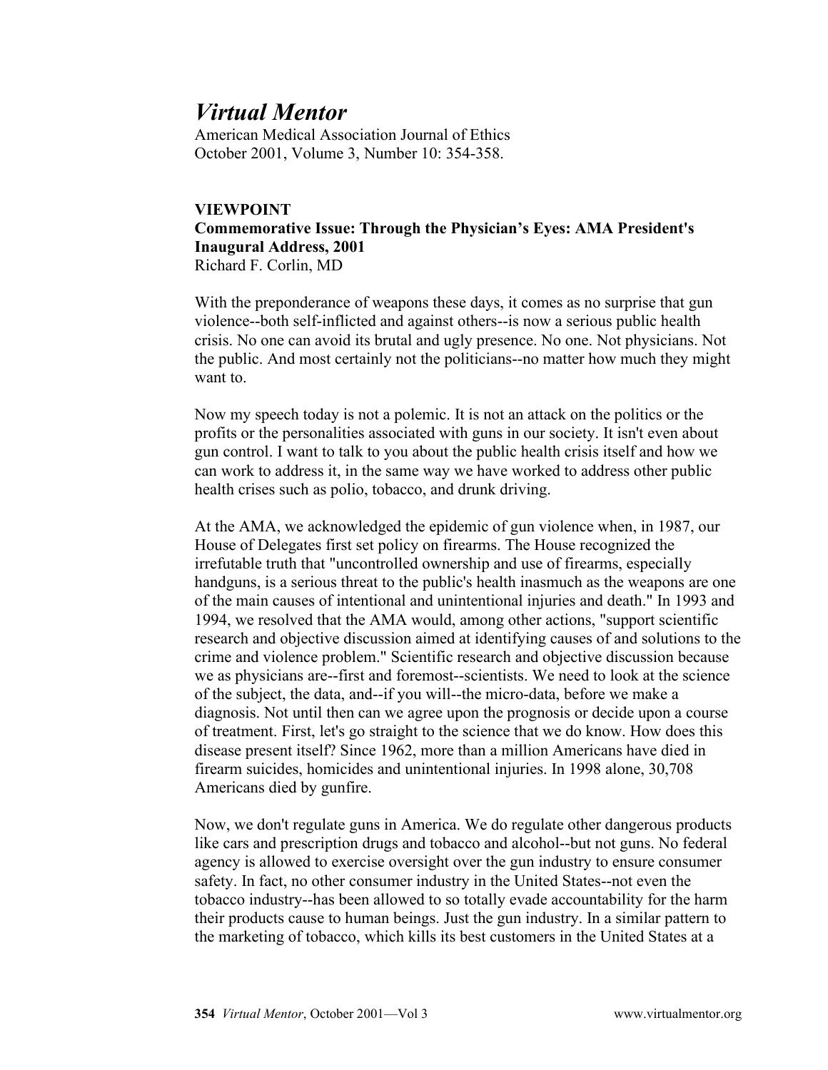# *Virtual Mentor*

American Medical Association Journal of Ethics
October 2001, Volume 3, Number 10: 354-358.

**VIEWPOINT**

**Commemorative Issue: Through the Physician's Eyes: AMA President's Inaugural Address, 2001**

Richard F. Corlin, MD

With the preponderance of weapons these days, it comes as no surprise that gun violence--both self-inflicted and against others--is now a serious public health crisis. No one can avoid its brutal and ugly presence. No one. Not physicians. Not the public. And most certainly not the politicians--no matter how much they might want to.

Now my speech today is not a polemic. It is not an attack on the politics or the profits or the personalities associated with guns in our society. It isn't even about gun control. I want to talk to you about the public health crisis itself and how we can work to address it, in the same way we have worked to address other public health crises such as polio, tobacco, and drunk driving.

At the AMA, we acknowledged the epidemic of gun violence when, in 1987, our House of Delegates first set policy on firearms. The House recognized the irrefutable truth that "uncontrolled ownership and use of firearms, especially handguns, is a serious threat to the public's health inasmuch as the weapons are one of the main causes of intentional and unintentional injuries and death." In 1993 and 1994, we resolved that the AMA would, among other actions, "support scientific research and objective discussion aimed at identifying causes of and solutions to the crime and violence problem." Scientific research and objective discussion because we as physicians are--first and foremost--scientists. We need to look at the science of the subject, the data, and--if you will--the micro-data, before we make a diagnosis. Not until then can we agree upon the prognosis or decide upon a course of treatment. First, let's go straight to the science that we do know. How does this disease present itself? Since 1962, more than a million Americans have died in firearm suicides, homicides and unintentional injuries. In 1998 alone, 30,708 Americans died by gunfire.

Now, we don't regulate guns in America. We do regulate other dangerous products like cars and prescription drugs and tobacco and alcohol--but not guns. No federal agency is allowed to exercise oversight over the gun industry to ensure consumer safety. In fact, no other consumer industry in the United States--not even the tobacco industry--has been allowed to so totally evade accountability for the harm their products cause to human beings. Just the gun industry. In a similar pattern to the marketing of tobacco, which kills its best customers in the United States at a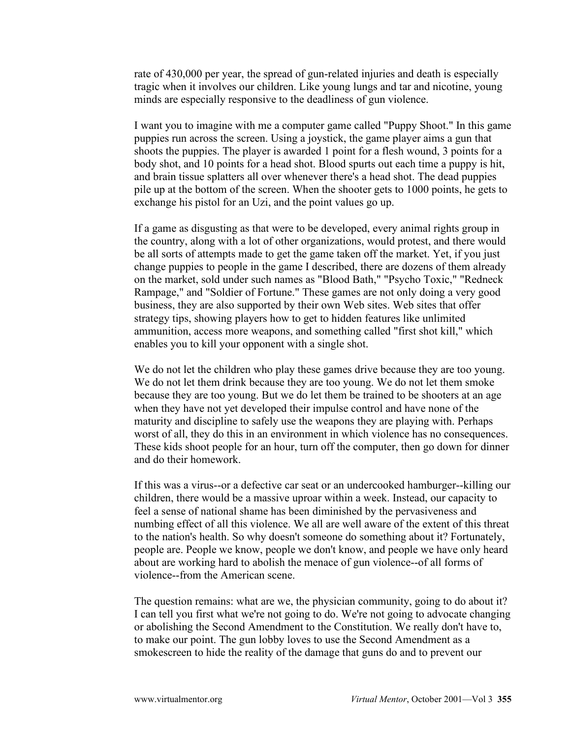rate of 430,000 per year, the spread of gun-related injuries and death is especially tragic when it involves our children. Like young lungs and tar and nicotine, young minds are especially responsive to the deadliness of gun violence.

I want you to imagine with me a computer game called "Puppy Shoot." In this game puppies run across the screen. Using a joystick, the game player aims a gun that shoots the puppies. The player is awarded 1 point for a flesh wound, 3 points for a body shot, and 10 points for a head shot. Blood spurts out each time a puppy is hit, and brain tissue splatters all over whenever there's a head shot. The dead puppies pile up at the bottom of the screen. When the shooter gets to 1000 points, he gets to exchange his pistol for an Uzi, and the point values go up.

If a game as disgusting as that were to be developed, every animal rights group in the country, along with a lot of other organizations, would protest, and there would be all sorts of attempts made to get the game taken off the market. Yet, if you just change puppies to people in the game I described, there are dozens of them already on the market, sold under such names as "Blood Bath," "Psycho Toxic," "Redneck Rampage," and "Soldier of Fortune." These games are not only doing a very good business, they are also supported by their own Web sites. Web sites that offer strategy tips, showing players how to get to hidden features like unlimited ammunition, access more weapons, and something called "first shot kill," which enables you to kill your opponent with a single shot.

We do not let the children who play these games drive because they are too young. We do not let them drink because they are too young. We do not let them smoke because they are too young. But we do let them be trained to be shooters at an age when they have not yet developed their impulse control and have none of the maturity and discipline to safely use the weapons they are playing with. Perhaps worst of all, they do this in an environment in which violence has no consequences. These kids shoot people for an hour, turn off the computer, then go down for dinner and do their homework.

If this was a virus--or a defective car seat or an undercooked hamburger--killing our children, there would be a massive uproar within a week. Instead, our capacity to feel a sense of national shame has been diminished by the pervasiveness and numbing effect of all this violence. We all are well aware of the extent of this threat to the nation's health. So why doesn't someone do something about it? Fortunately, people are. People we know, people we don't know, and people we have only heard about are working hard to abolish the menace of gun violence--of all forms of violence--from the American scene.

The question remains: what are we, the physician community, going to do about it? I can tell you first what we're not going to do. We're not going to advocate changing or abolishing the Second Amendment to the Constitution. We really don't have to, to make our point. The gun lobby loves to use the Second Amendment as a smokescreen to hide the reality of the damage that guns do and to prevent our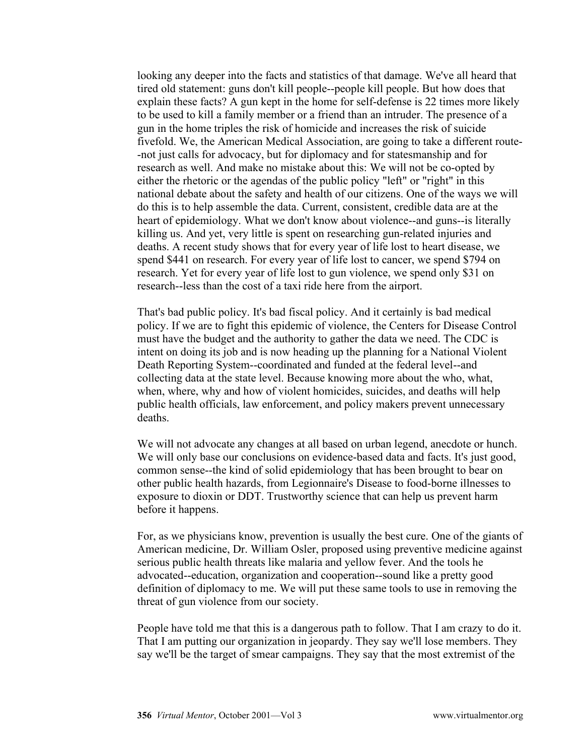looking any deeper into the facts and statistics of that damage. We've all heard that tired old statement: guns don't kill people--people kill people. But how does that explain these facts? A gun kept in the home for self-defense is 22 times more likely to be used to kill a family member or a friend than an intruder. The presence of a gun in the home triples the risk of homicide and increases the risk of suicide fivefold. We, the American Medical Association, are going to take a different route--not just calls for advocacy, but for diplomacy and for statesmanship and for research as well. And make no mistake about this: We will not be co-opted by either the rhetoric or the agendas of the public policy "left" or "right" in this national debate about the safety and health of our citizens. One of the ways we will do this is to help assemble the data. Current, consistent, credible data are at the heart of epidemiology. What we don't know about violence--and guns--is literally killing us. And yet, very little is spent on researching gun-related injuries and deaths. A recent study shows that for every year of life lost to heart disease, we spend $441 on research. For every year of life lost to cancer, we spend $794 on research. Yet for every year of life lost to gun violence, we spend only $31 on research--less than the cost of a taxi ride here from the airport.

That's bad public policy. It's bad fiscal policy. And it certainly is bad medical policy. If we are to fight this epidemic of violence, the Centers for Disease Control must have the budget and the authority to gather the data we need. The CDC is intent on doing its job and is now heading up the planning for a National Violent Death Reporting System--coordinated and funded at the federal level--and collecting data at the state level. Because knowing more about the who, what, when, where, why and how of violent homicides, suicides, and deaths will help public health officials, law enforcement, and policy makers prevent unnecessary deaths.

We will not advocate any changes at all based on urban legend, anecdote or hunch. We will only base our conclusions on evidence-based data and facts. It's just good, common sense--the kind of solid epidemiology that has been brought to bear on other public health hazards, from Legionnaire's Disease to food-borne illnesses to exposure to dioxin or DDT. Trustworthy science that can help us prevent harm before it happens.

For, as we physicians know, prevention is usually the best cure. One of the giants of American medicine, Dr. William Osler, proposed using preventive medicine against serious public health threats like malaria and yellow fever. And the tools he advocated--education, organization and cooperation--sound like a pretty good definition of diplomacy to me. We will put these same tools to use in removing the threat of gun violence from our society.

People have told me that this is a dangerous path to follow. That I am crazy to do it. That I am putting our organization in jeopardy. They say we'll lose members. They say we'll be the target of smear campaigns. They say that the most extremist of the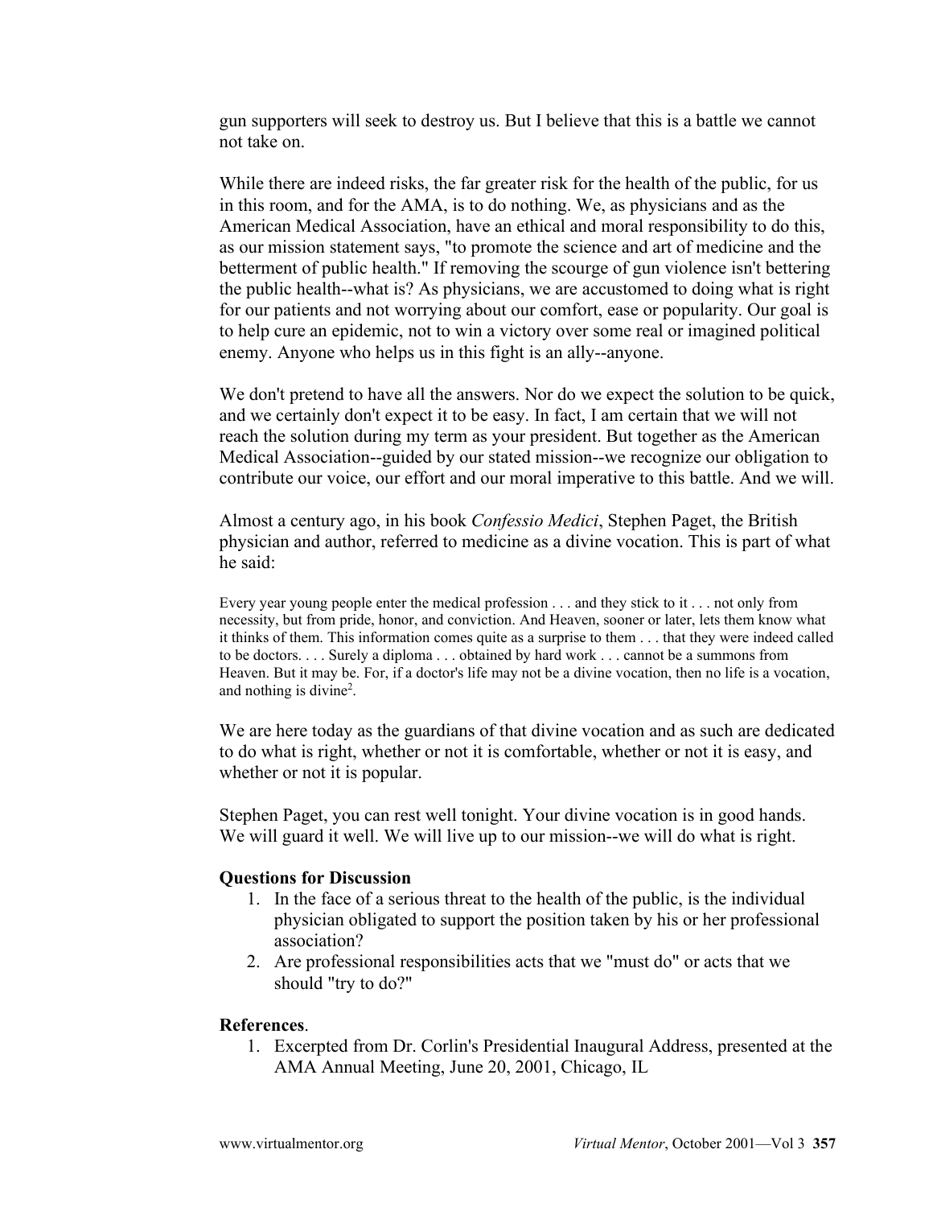gun supporters will seek to destroy us. But I believe that this is a battle we cannot not take on.

While there are indeed risks, the far greater risk for the health of the public, for us in this room, and for the AMA, is to do nothing. We, as physicians and as the American Medical Association, have an ethical and moral responsibility to do this, as our mission statement says, "to promote the science and art of medicine and the betterment of public health." If removing the scourge of gun violence isn't bettering the public health--what is? As physicians, we are accustomed to doing what is right for our patients and not worrying about our comfort, ease or popularity. Our goal is to help cure an epidemic, not to win a victory over some real or imagined political enemy. Anyone who helps us in this fight is an ally--anyone.

We don't pretend to have all the answers. Nor do we expect the solution to be quick, and we certainly don't expect it to be easy. In fact, I am certain that we will not reach the solution during my term as your president. But together as the American Medical Association--guided by our stated mission--we recognize our obligation to contribute our voice, our effort and our moral imperative to this battle. And we will.

Almost a century ago, in his book *Confessio Medici*, Stephen Paget, the British physician and author, referred to medicine as a divine vocation. This is part of what he said:

> Every year young people enter the medical profession . . . and they stick to it . . . not only from necessity, but from pride, honor, and conviction. And Heaven, sooner or later, lets them know what it thinks of them. This information comes quite as a surprise to them . . . that they were indeed called to be doctors. . . . Surely a diploma . . . obtained by hard work . . . cannot be a summons from Heaven. But it may be. For, if a doctor's life may not be a divine vocation, then no life is a vocation, and nothing is divine[2].

We are here today as the guardians of that divine vocation and as such are dedicated to do what is right, whether or not it is comfortable, whether or not it is easy, and whether or not it is popular.

Stephen Paget, you can rest well tonight. Your divine vocation is in good hands. We will guard it well. We will live up to our mission--we will do what is right.

**Questions for Discussion**

1. In the face of a serious threat to the health of the public, is the individual physician obligated to support the position taken by his or her professional association?
2. Are professional responsibilities acts that we "must do" or acts that we should "try to do?"

**References**.

1. Excerpted from Dr. Corlin's Presidential Inaugural Address, presented at the AMA Annual Meeting, June 20, 2001, Chicago, IL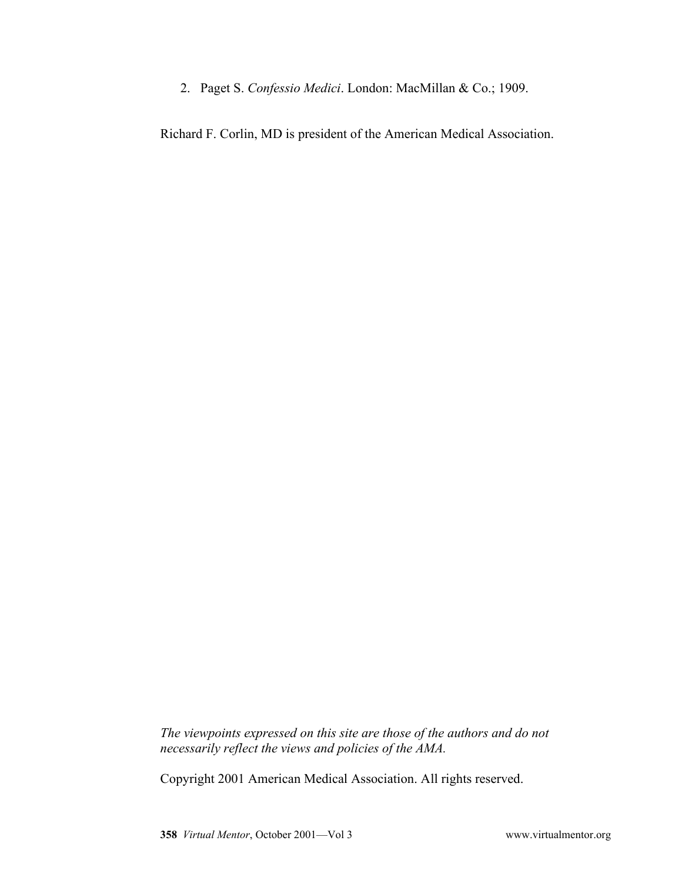2. Paget S. *Confessio Medici*. London: MacMillan & Co.; 1909.

Richard F. Corlin, MD is president of the American Medical Association.

*The viewpoints expressed on this site are those of the authors and do not necessarily reflect the views and policies of the AMA.*

Copyright 2001 American Medical Association. All rights reserved.